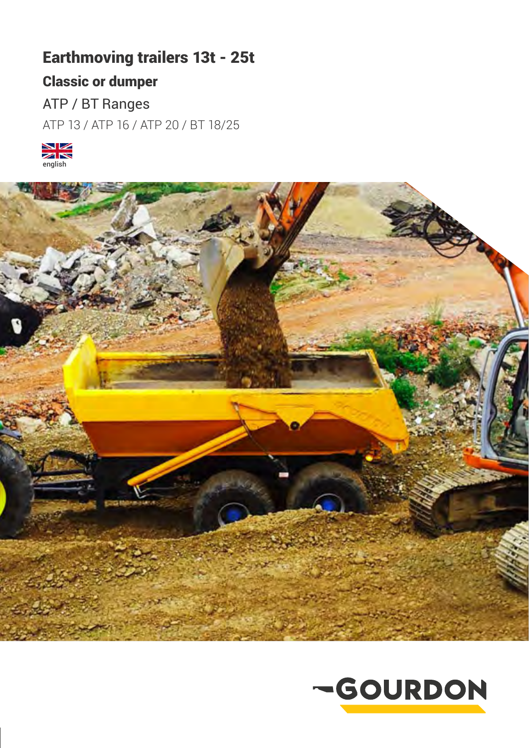# Earthmoving trailers 13t - 25t

## Classic or dumper

ATP / BT Ranges

ATP 13 / ATP 16 / ATP 20 / BT 18/25

english

GOURDON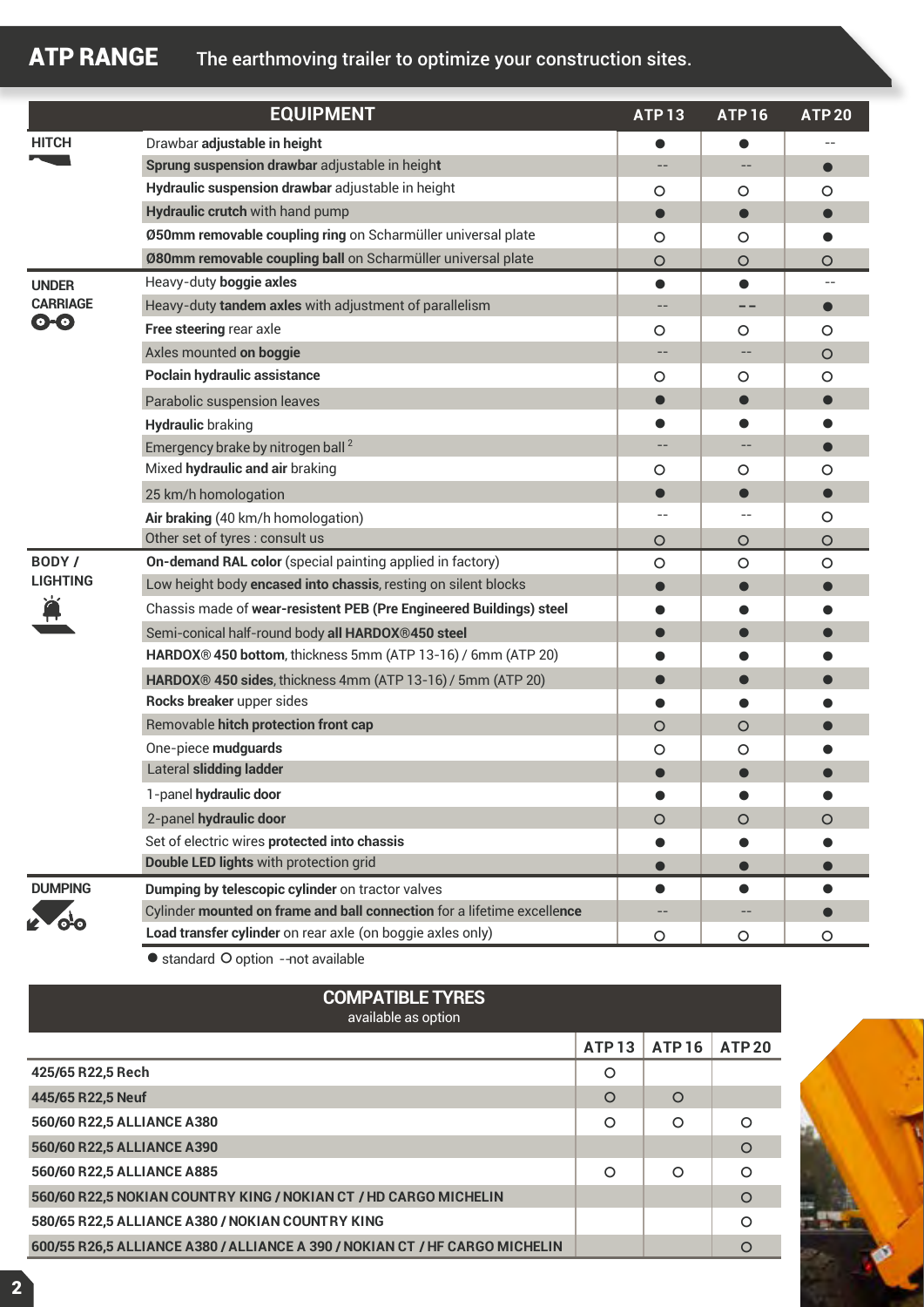# ATP RANGE

The earthmoving trailer to optimize your construction sites.

| | EQUIPMENT | ATP 13 | ATP 16 | ATP 20 |
|---|---|---|---|---|
| HITCH | Drawbar **adjustable in height** | ● | ● | -- |
| | **Sprung suspension drawbar** adjustable in height | -- | -- | ● |
| | **Hydraulic suspension drawbar** adjustable in height | ○ | ○ | ○ |
| | **Hydraulic crutch** with hand pump | ● | ● | ● |
| | **Ø50mm removable coupling ring** on Scharmüller universal plate | ○ | ○ | ● |
| | **Ø80mm removable coupling ball** on Scharmüller universal plate | ○ | ○ | ○ |
| UNDER CARRIAGE | Heavy-duty **boggie axles** | ● | ● | -- |
| | Heavy-duty **tandem axles** with adjustment of parallelism | -- | -- | ● |
| | **Free steering** rear axle | ○ | ○ | ○ |
| | Axles mounted **on boggie** | -- | -- | ○ |
| | **Poclain hydraulic assistance** | ○ | ○ | ○ |
| | Parabolic suspension leaves | ● | ● | ● |
| | **Hydraulic** braking | ● | ● | ● |
| | Emergency brake by nitrogen ball [2] | -- | -- | ● |
| | Mixed **hydraulic and air** braking | ○ | ○ | ○ |
| | 25 km/h homologation | ● | ● | ● |
| | **Air braking** (40 km/h homologation) | -- | -- | ○ |
| | Other set of tyres : consult us | ○ | ○ | ○ |
| BODY / LIGHTING | **On-demand RAL color** (special painting applied in factory) | ○ | ○ | ○ |
| | Low height body **encased into chassis**, resting on silent blocks | ● | ● | ● |
| | Chassis made of **wear-resistent PEB (Pre Engineered Buildings) steel** | ● | ● | ● |
| | Semi-conical half-round body **all HARDOX®450 steel** | ● | ● | ● |
| | **HARDOX® 450 bottom**, thickness 5mm (ATP 13-16) / 6mm (ATP 20) | ● | ● | ● |
| | **HARDOX® 450 sides**, thickness 4mm (ATP 13-16) / 5mm (ATP 20) | ● | ● | ● |
| | **Rocks breaker** upper sides | ● | ● | ● |
| | Removable **hitch protection front cap** | ○ | ○ | ● |
| | One-piece **mudguards** | ○ | ○ | ● |
| | Lateral **sliding ladder** | ● | ● | ● |
| | 1-panel **hydraulic door** | ● | ● | ● |
| | 2-panel **hydraulic door** | ○ | ○ | ○ |
| | Set of electric wires **protected into chassis** | ● | ● | ● |
| | **Double LED lights** with protection grid | ● | ● | ● |
| DUMPING | **Dumping by telescopic cylinder** on tractor valves | ● | ● | ● |
| | Cylinder **mounted on frame and ball connection** for a lifetime excellence | -- | -- | ● |
| | **Load transfer cylinder** on rear axle (on boggie axles only) | ○ | ○ | ○ |

● standard ○ option -- not available

## COMPATIBLE TYRES

available as option

| | ATP 13 | ATP 16 | ATP 20 |
|---|---|---|---|
| **425/65 R22,5 Rech** | ○ | | |
| **445/65 R22,5 Neuf** | ○ | ○ | |
| **560/60 R22,5 ALLIANCE A380** | ○ | ○ | ○ |
| **560/60 R22,5 ALLIANCE A390** | | | ○ |
| **560/60 R22,5 ALLIANCE A885** | ○ | ○ | ○ |
| **560/60 R22,5 NOKIAN COUNTRY KING / NOKIAN CT / HD CARGO MICHELIN** | | | ○ |
| **580/65 R22,5 ALLIANCE A380 / NOKIAN COUNTRY KING** | | | ○ |
| **600/55 R26,5 ALLIANCE A380 / ALLIANCE A 390 / NOKIAN CT / HF CARGO MICHELIN** | | | ○ |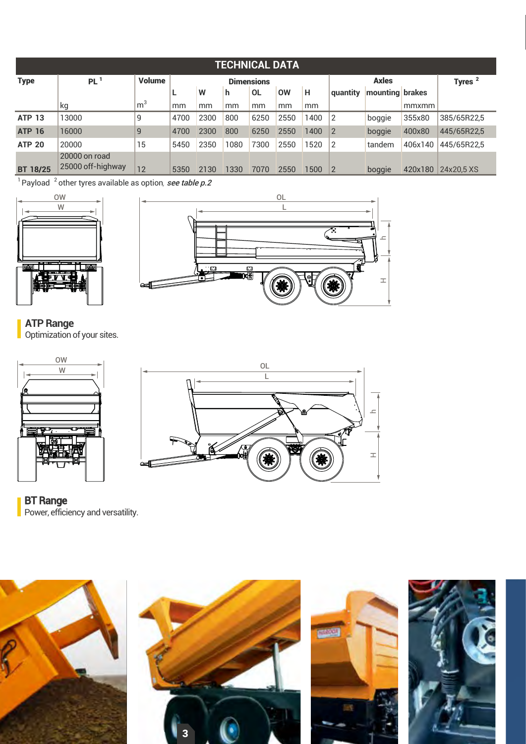## TECHNICAL DATA

| Type | PL [1] | Volume | Dimensions | | | | | | Axles | | | Tyres [2] |
|---|---|---|---|---|---|---|---|---|---|---|---|---|
| | | | L | W | h | OL | OW | H | quantity | mounting | brakes | |
| | kg | m³ | mm | mm | mm | mm | mm | mm | | | mmxmm | |
| ATP 13 | 13000 | 9 | 4700 | 2300 | 800 | 6250 | 2550 | 1400 | 2 | boggie | 355x80 | 385/65R22,5 |
| ATP 16 | 16000 | 9 | 4700 | 2300 | 800 | 6250 | 2550 | 1400 | 2 | boggie | 400x80 | 445/65R22,5 |
| ATP 20 | 20000 | 15 | 5450 | 2350 | 1080 | 7300 | 2550 | 1520 | 2 | tandem | 406x140 | 445/65R22,5 |
| BT 18/25 | 20000 on road 25000 off-highway | 12 | 5350 | 2130 | 1330 | 7070 | 2550 | 1500 | 2 | boggie | 420x180 | 24x20,5 XS |

[1] Payload [2] other tyres available as option, ***see table p.2***

OW
W
OL
L
h
H

### ATP Range
Optimization of your sites.

OW
W
OL
L
h
H

### BT Range
Power, efficiency and versatility.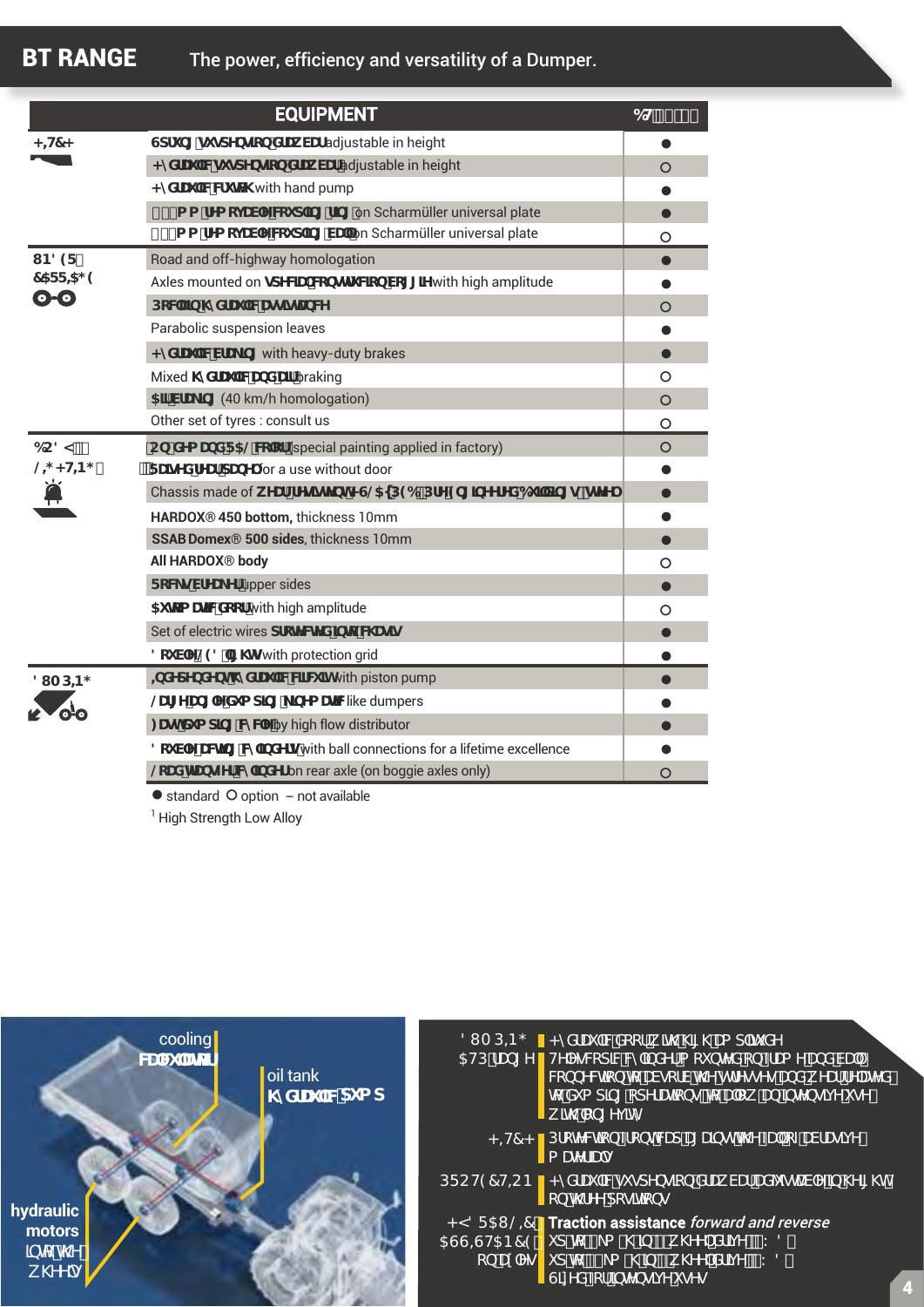# BT RANGE

The power, efficiency and versatility of a Dumper.

| | EQUIPMENT | BT |
|---|---|---|
| **HITCH** | Sprung suspension drawbar adjustable in height | ● |
| | Hydraulic suspension drawbar adjustable in height | ○ |
| | Hydraulic crutch with hand pump | ● |
| | mm removable coupling ring on Scharmüller universal plate | ● |
| | mm removable coupling ball on Scharmüller universal plate | ○ |
| **UNDERCARRIAGE** | Road and off-highway homologation | ● |
| | Axles mounted on special contraction boggie with high amplitude | ● |
| | Poclain hydraulic assistance | ○ |
| | Parabolic suspension leaves | ● |
| | Hydraulic braking with heavy-duty brakes | ● |
| | Mixed hydraulic and air braking | ○ |
| | Air braking (40 km/h homologation) | ○ |
| | Other set of tyres : consult us | ○ |
| **BODY / LIGHTING** | On demand RAL color (special painting applied in factory) | ○ |
| | Raised rear panel for a use without door | ● |
| | Chassis made of wear resistant HSLA[1] (PEB: Pre Engineered Building system) | ● |
| | **HARDOX® 450 bottom,** thickness 10mm | ● |
| | **SSAB Domex® 500 sides**, thickness 10mm | ● |
| | **All HARDOX® body** | ○ |
| | Rocks breaker upper sides | ● |
| | Automatic door with high amplitude | ○ |
| | Set of electric wires protected in the chassis | ● |
| | Double LED lights with protection grid | ● |
| **DUMPING** | Independent hydraulic circuit with piston pump | ● |
| | Large angle dumping kinematic like dumpers | ● |
| | Fast dumping cycle by high flow distributor | ● |
| | Double acting cylinders with ball connections for a lifetime excellence | ● |
| | Load transmitter cylinder on rear axle (on boggie axles only) | ○ |

● standard ○ option – not available

[1] High Strength Low Alloy

cooling radiator

oil tank hydraulic pump

hydraulic motors into the wheels

**DUMPING ATP range:** Hydraulic door with high amplitude. Telescopic cylinder mounted on frame and ball connection to absorb the stresses and wear at start of dumping operations to allow an intensive use with no effort.

**HITCH:** Protection front cap against the fall of abrasive material.

**PROTECTION:** Hydraulic suspension drawbar adjustable in height on three positions.

**HYDRAULIC ASSISTANCE:** **Traction assistance** *forward and reverse* up to km/h in wheel drive; up to km/h in wheel drive. Sized for intensive uses.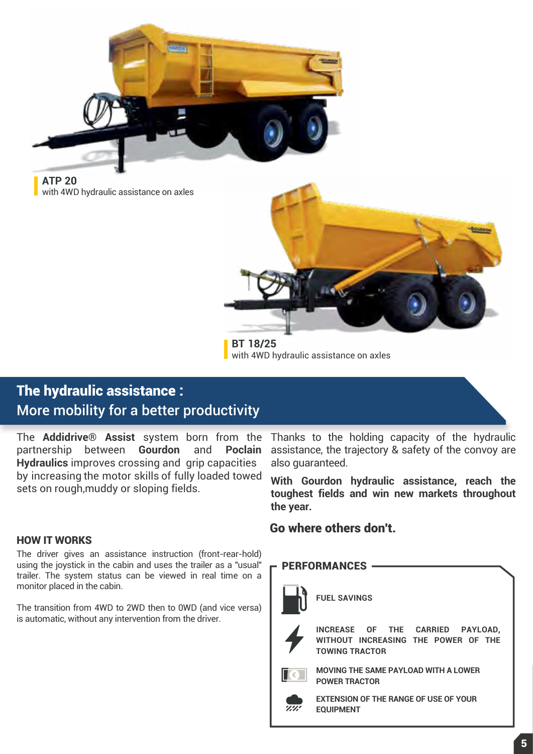**ATP 20**
with 4WD hydraulic assistance on axles

**BT 18/25**
with 4WD hydraulic assistance on axles

## The hydraulic assistance :
## More mobility for a better productivity

The **Addidrive® Assist** system born from the partnership between **Gourdon** and **Poclain Hydraulics** improves crossing and grip capacities by increasing the motor skills of fully loaded towed sets on rough,muddy or sloping fields.

### HOW IT WORKS

The driver gives an assistance instruction (front-rear-hold) using the joystick in the cabin and uses the trailer as a "usual" trailer. The system status can be viewed in real time on a monitor placed in the cabin.

The transition from 4WD to 2WD then to 0WD (and vice versa) is automatic, without any intervention from the driver.

Thanks to the holding capacity of the hydraulic assistance, the trajectory & safety of the convoy are also guaranteed.

**With Gourdon hydraulic assistance, reach the toughest fields and win new markets throughout the year.**

**Go where others don't.**

### PERFORMANCES

- **FUEL SAVINGS**
- **INCREASE OF THE CARRIED PAYLOAD, WITHOUT INCREASING THE POWER OF THE TOWING TRACTOR**
- **MOVING THE SAME PAYLOAD WITH A LOWER POWER TRACTOR**
- **EXTENSION OF THE RANGE OF USE OF YOUR EQUIPMENT**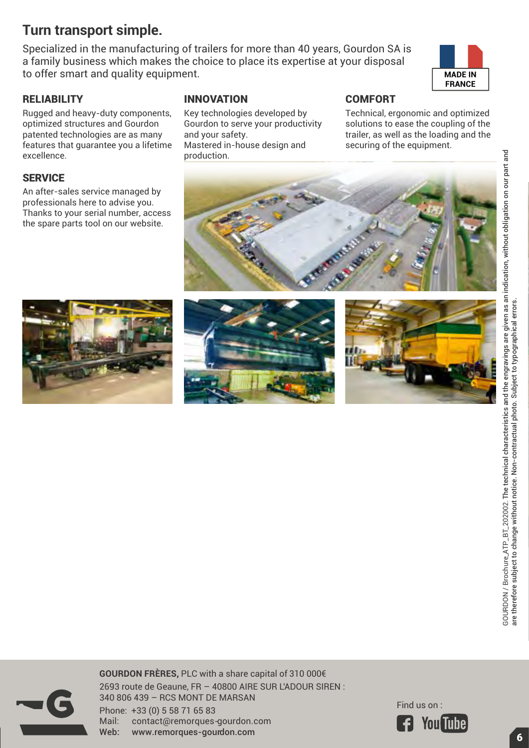# Turn transport simple.

Specialized in the manufacturing of trailers for more than 40 years, Gourdon SA is a family business which makes the choice to place its expertise at your disposal to offer smart and quality equipment.

MADE IN FRANCE

## RELIABILITY

Rugged and heavy-duty components, optimized structures and Gourdon patented technologies are as many features that guarantee you a lifetime excellence.

## INNOVATION

Key technologies developed by Gourdon to serve your productivity and your safety.
Mastered in-house design and production.

## COMFORT

Technical, ergonomic and optimized solutions to ease the coupling of the trailer, as well as the loading and the securing of the equipment.

## SERVICE

An after-sales service managed by professionals here to advise you. Thanks to your serial number, access the spare parts tool on our website.

GOURDON / Brochure_ATP_BT_202002. The technical characteristics and the engravings are given as an indication, without obligation on our part and are therefore subject to change without notice. Non-contractual photo. Subject to typographical errors.

**GOURDON FRÈRES,** PLC with a share capital of 310 000€
2693 route de Geaune, FR – 40800 AIRE SUR L'ADOUR SIREN : 340 806 439 – RCS MONT DE MARSAN
Phone: +33 (0) 5 58 71 65 83
Mail: contact@remorques-gourdon.com
**Web: www.remorques-gourdon.com**

Find us on :